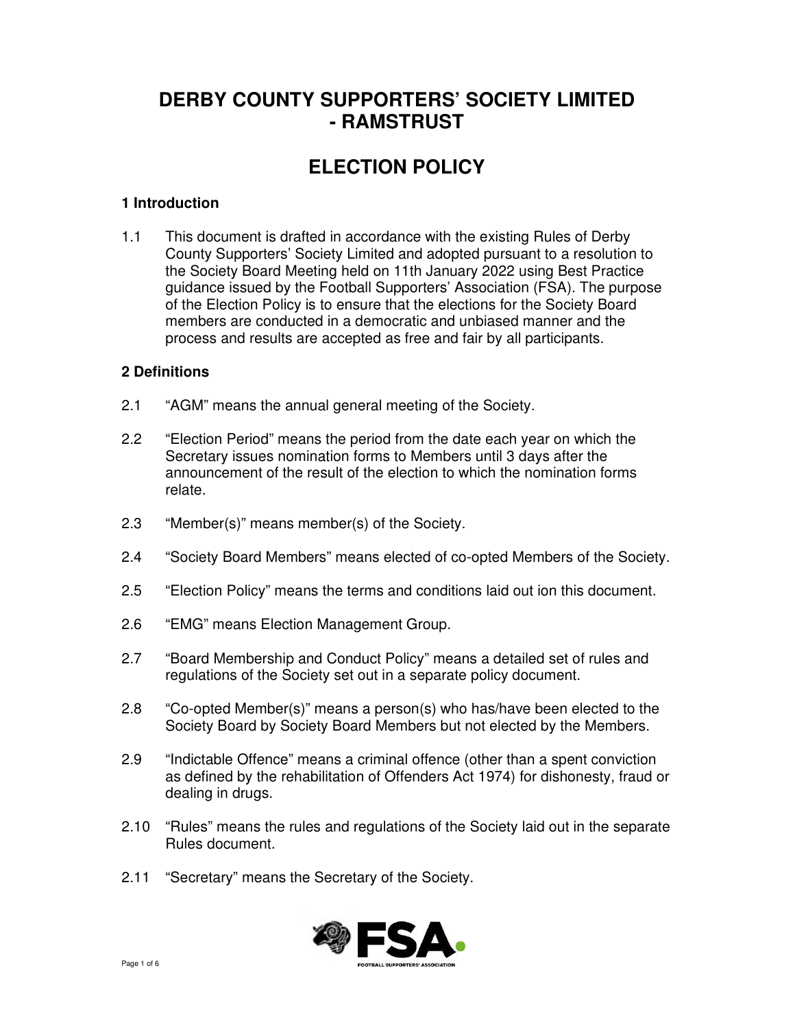# DERBY COUNTY SUPPORTERS' SOCIETY LIMITED - RAMSTRUST

# ELECTION POLICY

## 1 Introduction

1.1 This document is drafted in accordance with the existing Rules of Derby County Supporters' Society Limited and adopted pursuant to a resolution to the Society Board Meeting held on 11th January 2022 using Best Practice guidance issued by the Football Supporters' Association (FSA). The purpose of the Election Policy is to ensure that the elections for the Society Board members are conducted in a democratic and unbiased manner and the process and results are accepted as free and fair by all participants.

## 2 Definitions

2.1 "AGM" means the annual general meeting of the Society.

2.2 "Election Period" means the period from the date each year on which the Secretary issues nomination forms to Members until 3 days after the announcement of the result of the election to which the nomination forms relate.

2.3 "Member(s)" means member(s) of the Society.

2.4 "Society Board Members" means elected of co-opted Members of the Society.

2.5 "Election Policy" means the terms and conditions laid out ion this document.

2.6 "EMG" means Election Management Group.

2.7 "Board Membership and Conduct Policy" means a detailed set of rules and regulations of the Society set out in a separate policy document.

2.8 "Co-opted Member(s)" means a person(s) who has/have been elected to the Society Board by Society Board Members but not elected by the Members.

2.9 "Indictable Offence" means a criminal offence (other than a spent conviction as defined by the rehabilitation of Offenders Act 1974) for dishonesty, fraud or dealing in drugs.

2.10 "Rules" means the rules and regulations of the Society laid out in the separate Rules document.

2.11 "Secretary" means the Secretary of the Society.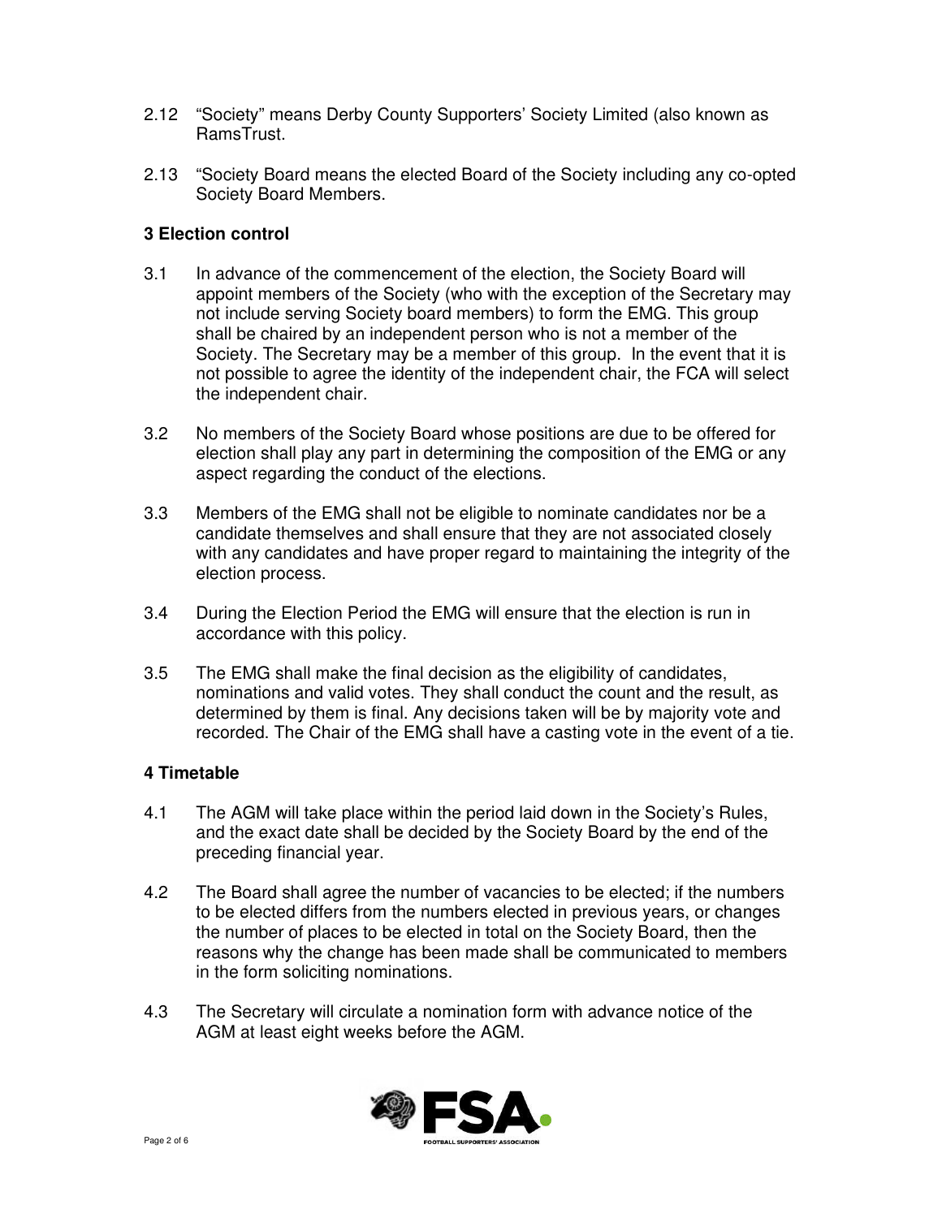2.12 "Society" means Derby County Supporters' Society Limited (also known as RamsTrust.

2.13 "Society Board means the elected Board of the Society including any co-opted Society Board Members.

### 3 Election control

3.1 In advance of the commencement of the election, the Society Board will appoint members of the Society (who with the exception of the Secretary may not include serving Society board members) to form the EMG. This group shall be chaired by an independent person who is not a member of the Society. The Secretary may be a member of this group. In the event that it is not possible to agree the identity of the independent chair, the FCA will select the independent chair.

3.2 No members of the Society Board whose positions are due to be offered for election shall play any part in determining the composition of the EMG or any aspect regarding the conduct of the elections.

3.3 Members of the EMG shall not be eligible to nominate candidates nor be a candidate themselves and shall ensure that they are not associated closely with any candidates and have proper regard to maintaining the integrity of the election process.

3.4 During the Election Period the EMG will ensure that the election is run in accordance with this policy.

3.5 The EMG shall make the final decision as the eligibility of candidates, nominations and valid votes. They shall conduct the count and the result, as determined by them is final. Any decisions taken will be by majority vote and recorded. The Chair of the EMG shall have a casting vote in the event of a tie.

### 4 Timetable

4.1 The AGM will take place within the period laid down in the Society's Rules, and the exact date shall be decided by the Society Board by the end of the preceding financial year.

4.2 The Board shall agree the number of vacancies to be elected; if the numbers to be elected differs from the numbers elected in previous years, or changes the number of places to be elected in total on the Society Board, then the reasons why the change has been made shall be communicated to members in the form soliciting nominations.

4.3 The Secretary will circulate a nomination form with advance notice of the AGM at least eight weeks before the AGM.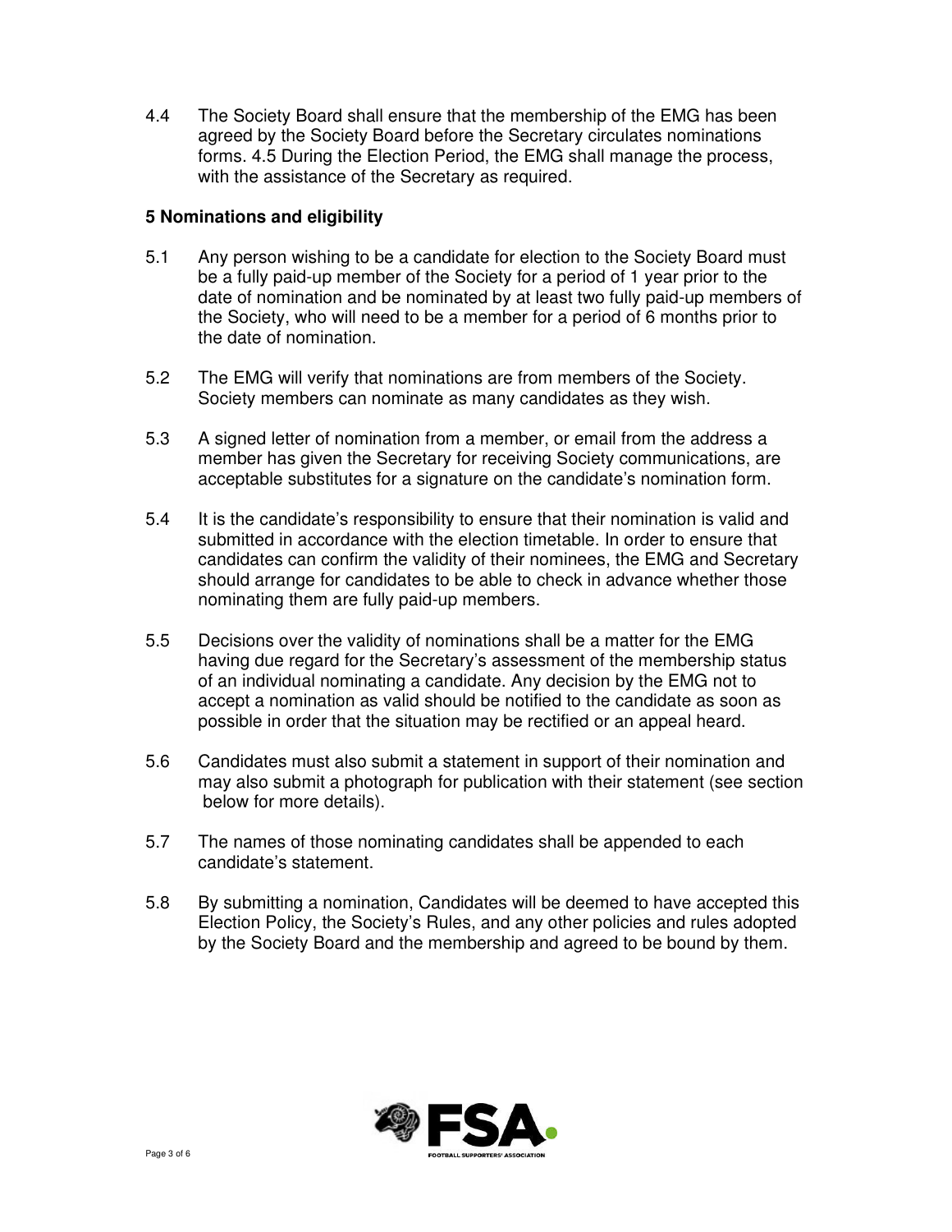4.4 The Society Board shall ensure that the membership of the EMG has been agreed by the Society Board before the Secretary circulates nominations forms. 4.5 During the Election Period, the EMG shall manage the process, with the assistance of the Secretary as required.

**5 Nominations and eligibility**

5.1 Any person wishing to be a candidate for election to the Society Board must be a fully paid-up member of the Society for a period of 1 year prior to the date of nomination and be nominated by at least two fully paid-up members of the Society, who will need to be a member for a period of 6 months prior to the date of nomination.

5.2 The EMG will verify that nominations are from members of the Society. Society members can nominate as many candidates as they wish.

5.3 A signed letter of nomination from a member, or email from the address a member has given the Secretary for receiving Society communications, are acceptable substitutes for a signature on the candidate's nomination form.

5.4 It is the candidate's responsibility to ensure that their nomination is valid and submitted in accordance with the election timetable. In order to ensure that candidates can confirm the validity of their nominees, the EMG and Secretary should arrange for candidates to be able to check in advance whether those nominating them are fully paid-up members.

5.5 Decisions over the validity of nominations shall be a matter for the EMG having due regard for the Secretary's assessment of the membership status of an individual nominating a candidate. Any decision by the EMG not to accept a nomination as valid should be notified to the candidate as soon as possible in order that the situation may be rectified or an appeal heard.

5.6 Candidates must also submit a statement in support of their nomination and may also submit a photograph for publication with their statement (see section below for more details).

5.7 The names of those nominating candidates shall be appended to each candidate's statement.

5.8 By submitting a nomination, Candidates will be deemed to have accepted this Election Policy, the Society's Rules, and any other policies and rules adopted by the Society Board and the membership and agreed to be bound by them.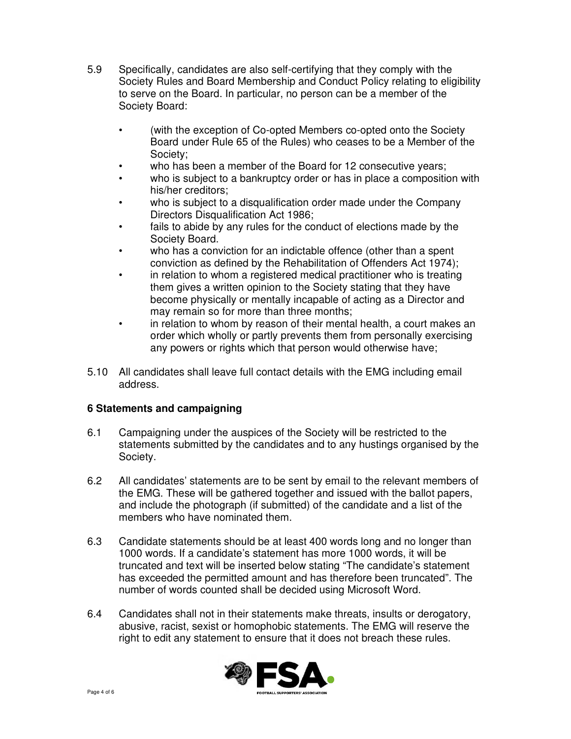5.9 Specifically, candidates are also self-certifying that they comply with the Society Rules and Board Membership and Conduct Policy relating to eligibility to serve on the Board. In particular, no person can be a member of the Society Board:

- (with the exception of Co-opted Members co-opted onto the Society Board under Rule 65 of the Rules) who ceases to be a Member of the Society;
- who has been a member of the Board for 12 consecutive years;
- who is subject to a bankruptcy order or has in place a composition with his/her creditors;
- who is subject to a disqualification order made under the Company Directors Disqualification Act 1986;
- fails to abide by any rules for the conduct of elections made by the Society Board.
- who has a conviction for an indictable offence (other than a spent conviction as defined by the Rehabilitation of Offenders Act 1974);
- in relation to whom a registered medical practitioner who is treating them gives a written opinion to the Society stating that they have become physically or mentally incapable of acting as a Director and may remain so for more than three months;
- in relation to whom by reason of their mental health, a court makes an order which wholly or partly prevents them from personally exercising any powers or rights which that person would otherwise have;

5.10 All candidates shall leave full contact details with the EMG including email address.

**6 Statements and campaigning**

6.1 Campaigning under the auspices of the Society will be restricted to the statements submitted by the candidates and to any hustings organised by the Society.

6.2 All candidates' statements are to be sent by email to the relevant members of the EMG. These will be gathered together and issued with the ballot papers, and include the photograph (if submitted) of the candidate and a list of the members who have nominated them.

6.3 Candidate statements should be at least 400 words long and no longer than 1000 words. If a candidate's statement has more 1000 words, it will be truncated and text will be inserted below stating "The candidate's statement has exceeded the permitted amount and has therefore been truncated". The number of words counted shall be decided using Microsoft Word.

6.4 Candidates shall not in their statements make threats, insults or derogatory, abusive, racist, sexist or homophobic statements. The EMG will reserve the right to edit any statement to ensure that it does not breach these rules.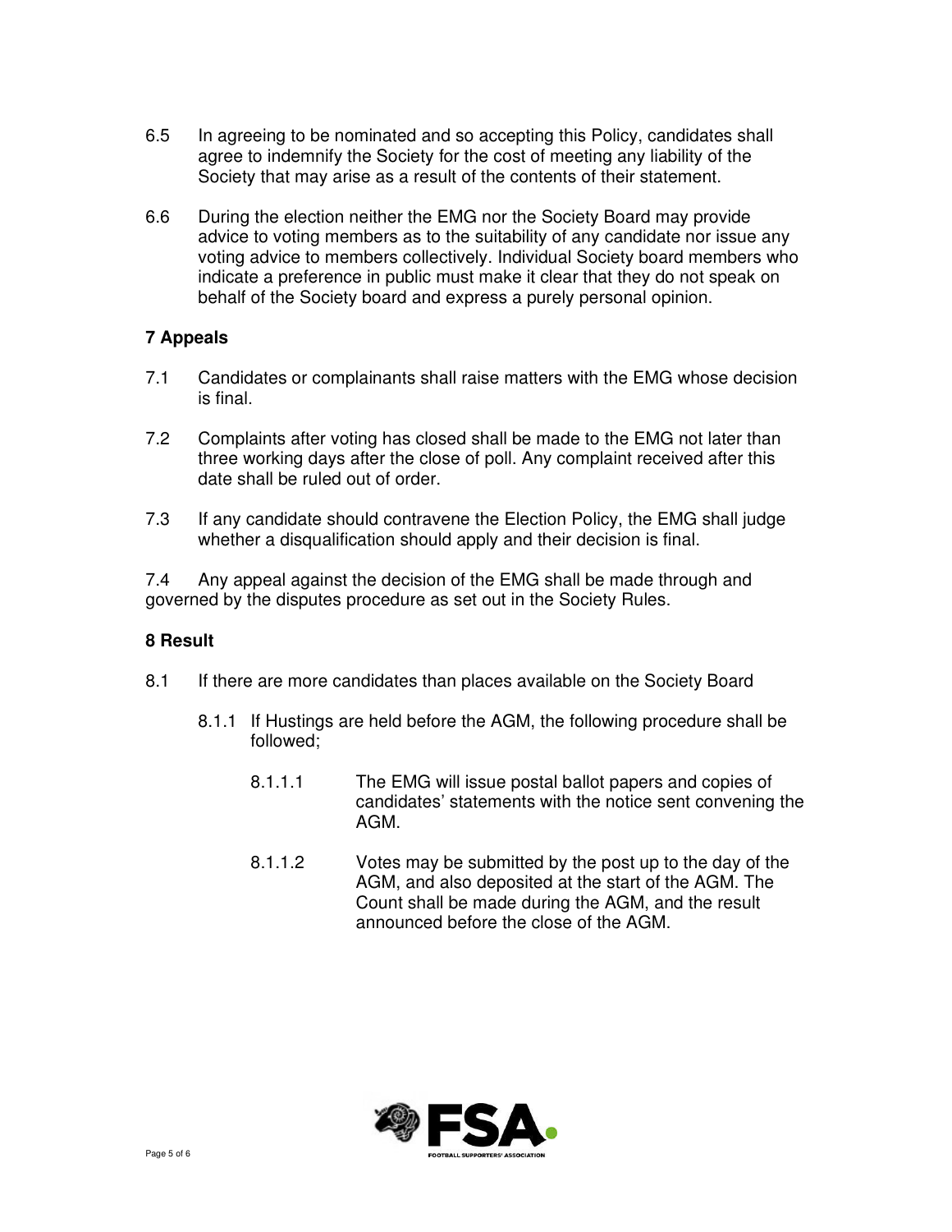6.5 In agreeing to be nominated and so accepting this Policy, candidates shall agree to indemnify the Society for the cost of meeting any liability of the Society that may arise as a result of the contents of their statement.

6.6 During the election neither the EMG nor the Society Board may provide advice to voting members as to the suitability of any candidate nor issue any voting advice to members collectively. Individual Society board members who indicate a preference in public must make it clear that they do not speak on behalf of the Society board and express a purely personal opinion.

### 7 Appeals

7.1 Candidates or complainants shall raise matters with the EMG whose decision is final.

7.2 Complaints after voting has closed shall be made to the EMG not later than three working days after the close of poll. Any complaint received after this date shall be ruled out of order.

7.3 If any candidate should contravene the Election Policy, the EMG shall judge whether a disqualification should apply and their decision is final.

7.4 Any appeal against the decision of the EMG shall be made through and governed by the disputes procedure as set out in the Society Rules.

### 8 Result

8.1 If there are more candidates than places available on the Society Board

8.1.1 If Hustings are held before the AGM, the following procedure shall be followed;

8.1.1.1 The EMG will issue postal ballot papers and copies of candidates' statements with the notice sent convening the AGM.

8.1.1.2 Votes may be submitted by the post up to the day of the AGM, and also deposited at the start of the AGM. The Count shall be made during the AGM, and the result announced before the close of the AGM.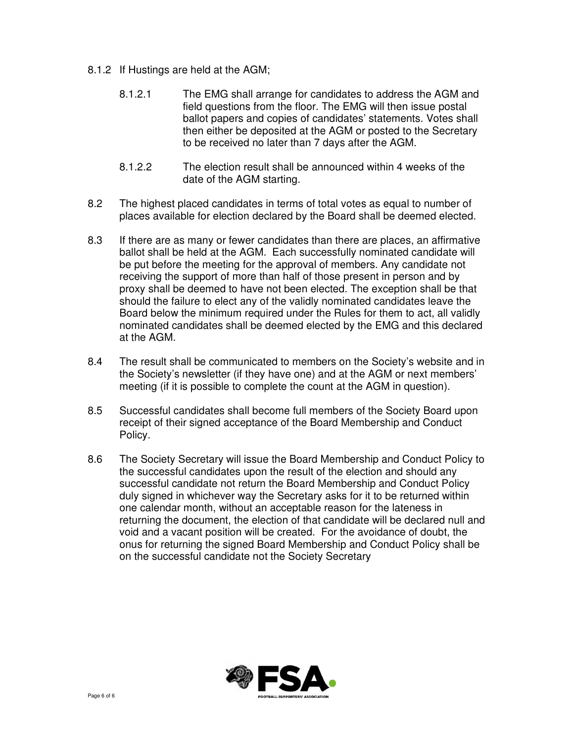8.1.2 If Hustings are held at the AGM;

8.1.2.1 The EMG shall arrange for candidates to address the AGM and field questions from the floor. The EMG will then issue postal ballot papers and copies of candidates' statements. Votes shall then either be deposited at the AGM or posted to the Secretary to be received no later than 7 days after the AGM.

8.1.2.2 The election result shall be announced within 4 weeks of the date of the AGM starting.

8.2 The highest placed candidates in terms of total votes as equal to number of places available for election declared by the Board shall be deemed elected.

8.3 If there are as many or fewer candidates than there are places, an affirmative ballot shall be held at the AGM. Each successfully nominated candidate will be put before the meeting for the approval of members. Any candidate not receiving the support of more than half of those present in person and by proxy shall be deemed to have not been elected. The exception shall be that should the failure to elect any of the validly nominated candidates leave the Board below the minimum required under the Rules for them to act, all validly nominated candidates shall be deemed elected by the EMG and this declared at the AGM.

8.4 The result shall be communicated to members on the Society's website and in the Society's newsletter (if they have one) and at the AGM or next members' meeting (if it is possible to complete the count at the AGM in question).

8.5 Successful candidates shall become full members of the Society Board upon receipt of their signed acceptance of the Board Membership and Conduct Policy.

8.6 The Society Secretary will issue the Board Membership and Conduct Policy to the successful candidates upon the result of the election and should any successful candidate not return the Board Membership and Conduct Policy duly signed in whichever way the Secretary asks for it to be returned within one calendar month, without an acceptable reason for the lateness in returning the document, the election of that candidate will be declared null and void and a vacant position will be created. For the avoidance of doubt, the onus for returning the signed Board Membership and Conduct Policy shall be on the successful candidate not the Society Secretary